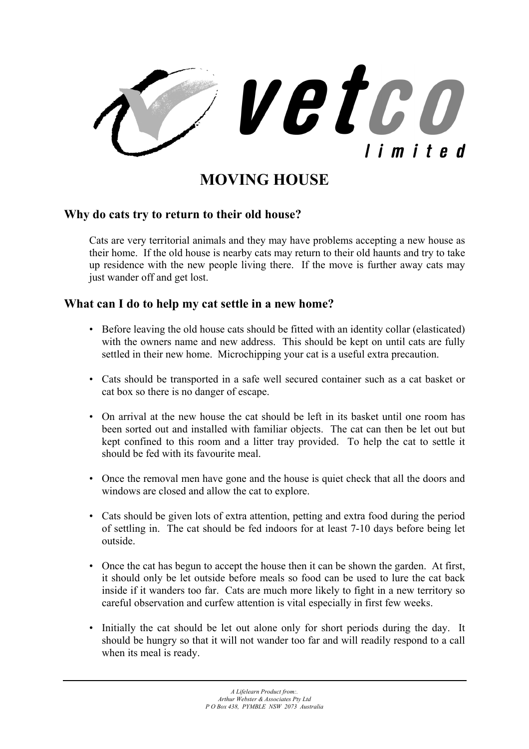# MOVING HOUSE

## Why do cats try to return to their old house?

Cats are very territorial animals and they may have problems accepting a new house as their home. If the old house is nearby cats may return to their old haunts and try to take up residence with the new people living there. If the move is further away cats may just wander off and get lost.

## What can I do to help my cat settle in a new home?

- Before leaving the old house cats should be fitted with an identity collar (elasticated) with the owners name and new address. This should be kept on until cats are fully settled in their new home. Microchipping your cat is a useful extra precaution.

- Cats should be transported in a safe well secured container such as a cat basket or cat box so there is no danger of escape.

- On arrival at the new house the cat should be left in its basket until one room has been sorted out and installed with familiar objects. The cat can then be let out but kept confined to this room and a litter tray provided. To help the cat to settle it should be fed with its favourite meal.

- Once the removal men have gone and the house is quiet check that all the doors and windows are closed and allow the cat to explore.

- Cats should be given lots of extra attention, petting and extra food during the period of settling in. The cat should be fed indoors for at least 7-10 days before being let outside.

- Once the cat has begun to accept the house then it can be shown the garden. At first, it should only be let outside before meals so food can be used to lure the cat back inside if it wanders too far. Cats are much more likely to fight in a new territory so careful observation and curfew attention is vital especially in first few weeks.

- Initially the cat should be let out alone only for short periods during the day. It should be hungry so that it will not wander too far and will readily respond to a call when its meal is ready.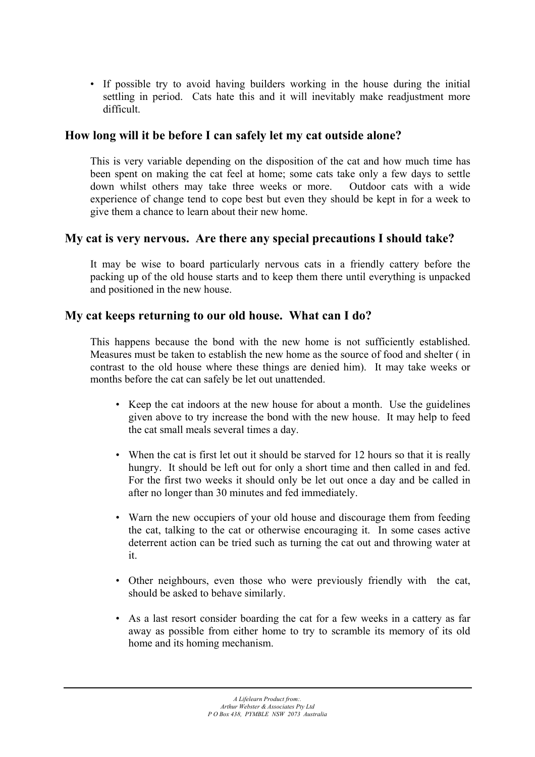- If possible try to avoid having builders working in the house during the initial settling in period. Cats hate this and it will inevitably make readjustment more difficult.

## How long will it be before I can safely let my cat outside alone?

This is very variable depending on the disposition of the cat and how much time has been spent on making the cat feel at home; some cats take only a few days to settle down whilst others may take three weeks or more. Outdoor cats with a wide experience of change tend to cope best but even they should be kept in for a week to give them a chance to learn about their new home.

## My cat is very nervous. Are there any special precautions I should take?

It may be wise to board particularly nervous cats in a friendly cattery before the packing up of the old house starts and to keep them there until everything is unpacked and positioned in the new house.

## My cat keeps returning to our old house. What can I do?

This happens because the bond with the new home is not sufficiently established. Measures must be taken to establish the new home as the source of food and shelter ( in contrast to the old house where these things are denied him). It may take weeks or months before the cat can safely be let out unattended.

- Keep the cat indoors at the new house for about a month. Use the guidelines given above to try increase the bond with the new house. It may help to feed the cat small meals several times a day.
- When the cat is first let out it should be starved for 12 hours so that it is really hungry. It should be left out for only a short time and then called in and fed. For the first two weeks it should only be let out once a day and be called in after no longer than 30 minutes and fed immediately.
- Warn the new occupiers of your old house and discourage them from feeding the cat, talking to the cat or otherwise encouraging it. In some cases active deterrent action can be tried such as turning the cat out and throwing water at it.
- Other neighbours, even those who were previously friendly with the cat, should be asked to behave similarly.
- As a last resort consider boarding the cat for a few weeks in a cattery as far away as possible from either home to try to scramble its memory of its old home and its homing mechanism.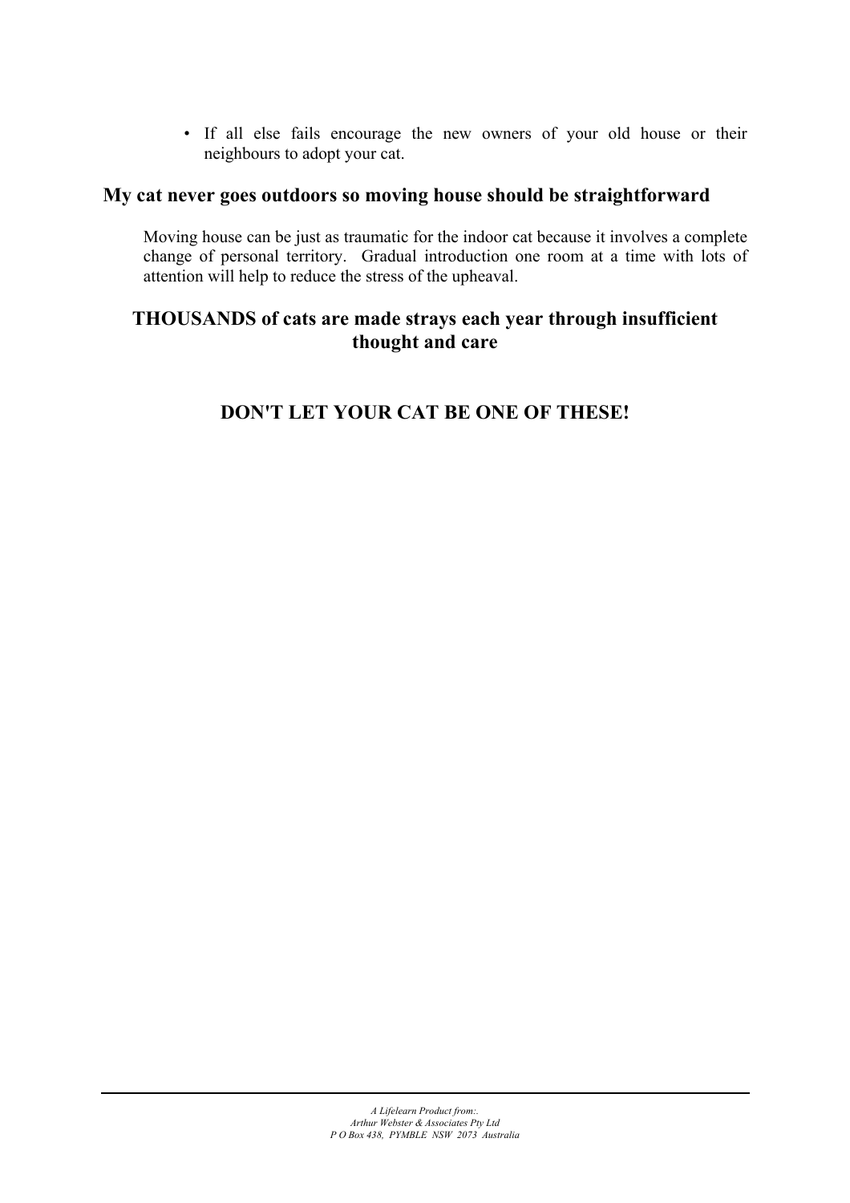- If all else fails encourage the new owners of your old house or their neighbours to adopt your cat.

## My cat never goes outdoors so moving house should be straightforward

Moving house can be just as traumatic for the indoor cat because it involves a complete change of personal territory. Gradual introduction one room at a time with lots of attention will help to reduce the stress of the upheaval.

**THOUSANDS of cats are made strays each year through insufficient thought and care**

**DON'T LET YOUR CAT BE ONE OF THESE!**

*A Lifelearn Product from:.*
*Arthur Webster & Associates Pty Ltd*
*P O Box 438, PYMBLE NSW 2073 Australia*